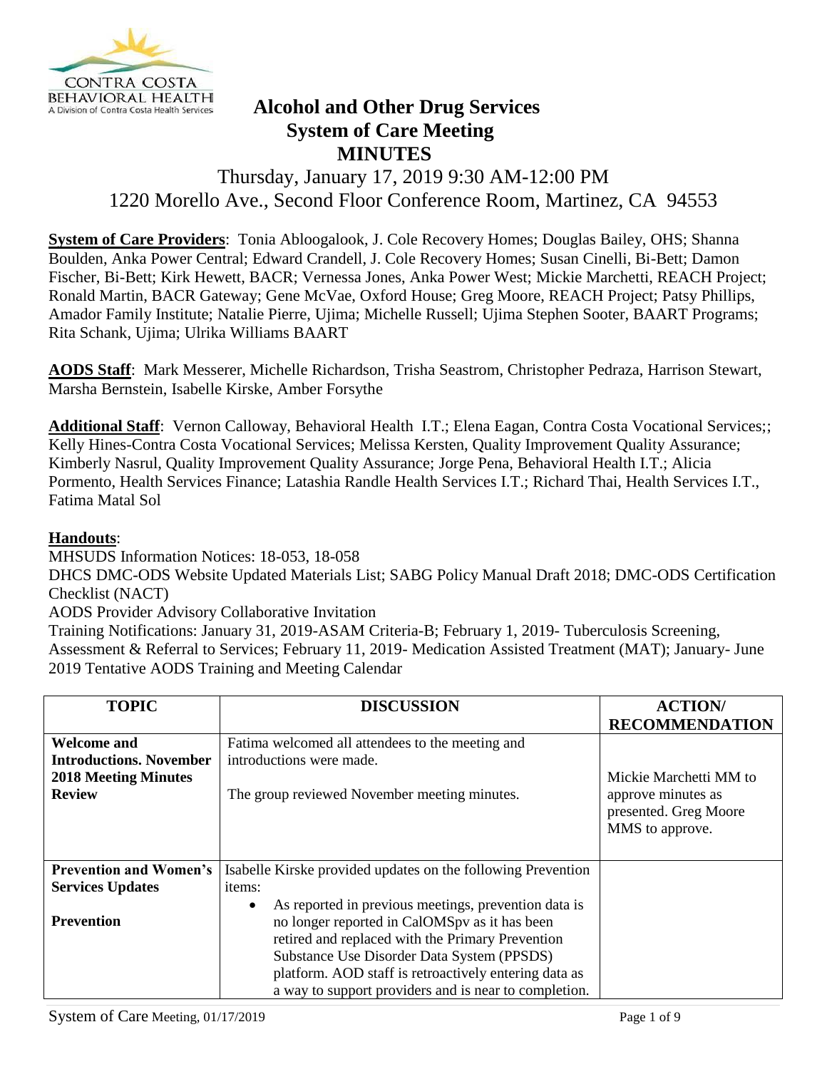# Alcohol and Other Drug Services
## System of Care Meeting
## MINUTES

Thursday, January 17, 2019 9:30 AM-12:00 PM
1220 Morello Ave., Second Floor Conference Room, Martinez, CA 94553

**System of Care Providers**: Tonia Abloogalook, J. Cole Recovery Homes; Douglas Bailey, OHS; Shanna Boulden, Anka Power Central; Edward Crandell, J. Cole Recovery Homes; Susan Cinelli, Bi-Bett; Damon Fischer, Bi-Bett; Kirk Hewett, BACR; Vernessa Jones, Anka Power West; Mickie Marchetti, REACH Project; Ronald Martin, BACR Gateway; Gene McVae, Oxford House; Greg Moore, REACH Project; Patsy Phillips, Amador Family Institute; Natalie Pierre, Ujima; Michelle Russell; Ujima Stephen Sooter, BAART Programs; Rita Schank, Ujima; Ulrika Williams BAART

**AODS Staff**: Mark Messerer, Michelle Richardson, Trisha Seastrom, Christopher Pedraza, Harrison Stewart, Marsha Bernstein, Isabelle Kirske, Amber Forsythe

**Additional Staff**: Vernon Calloway, Behavioral Health I.T.; Elena Eagan, Contra Costa Vocational Services;; Kelly Hines-Contra Costa Vocational Services; Melissa Kersten, Quality Improvement Quality Assurance; Kimberly Nasrul, Quality Improvement Quality Assurance; Jorge Pena, Behavioral Health I.T.; Alicia Pormento, Health Services Finance; Latashia Randle Health Services I.T.; Richard Thai, Health Services I.T., Fatima Matal Sol

**Handouts**:
MHSUDS Information Notices: 18-053, 18-058
DHCS DMC-ODS Website Updated Materials List; SABG Policy Manual Draft 2018; DMC-ODS Certification Checklist (NACT)
AODS Provider Advisory Collaborative Invitation
Training Notifications: January 31, 2019-ASAM Criteria-B; February 1, 2019- Tuberculosis Screening, Assessment & Referral to Services; February 11, 2019- Medication Assisted Treatment (MAT); January- June 2019 Tentative AODS Training and Meeting Calendar

| TOPIC | DISCUSSION | ACTION/ RECOMMENDATION |
|---|---|---|
| **Welcome and Introductions. November 2018 Meeting Minutes Review** | Fatima welcomed all attendees to the meeting and introductions were made.<br><br>The group reviewed November meeting minutes. | Mickie Marchetti MM to approve minutes as presented. Greg Moore MMS to approve. |
| **Prevention and Women's Services Updates**<br><br>**Prevention** | Isabelle Kirske provided updates on the following Prevention items:<br>• As reported in previous meetings, prevention data is no longer reported in CalOMSpv as it has been retired and replaced with the Primary Prevention Substance Use Disorder Data System (PPSDS) platform. AOD staff is retroactively entering data as a way to support providers and is near to completion. | |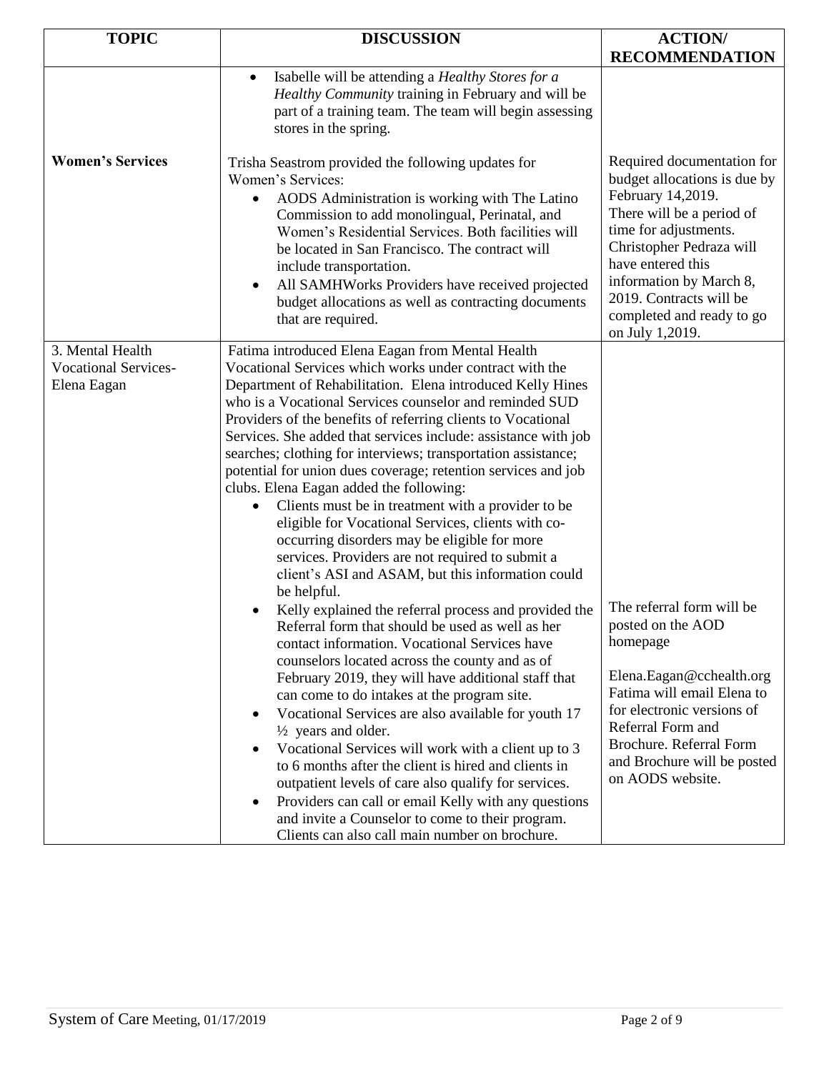| TOPIC | DISCUSSION | ACTION/ RECOMMENDATION |
|---|---|---|
| | • Isabelle will be attending a *Healthy Stores for a Healthy Community* training in February and will be part of a training team. The team will begin assessing stores in the spring. | |
| **Women's Services** | Trisha Seastrom provided the following updates for Women's Services:<br>• AODS Administration is working with The Latino Commission to add monolingual, Perinatal, and Women's Residential Services. Both facilities will be located in San Francisco. The contract will include transportation.<br>• All SAMHWorks Providers have received projected budget allocations as well as contracting documents that are required. | Required documentation for budget allocations is due by February 14,2019. There will be a period of time for adjustments. Christopher Pedraza will have entered this information by March 8, 2019. Contracts will be completed and ready to go on July 1,2019. |
| 3. Mental Health Vocational Services- Elena Eagan | Fatima introduced Elena Eagan from Mental Health Vocational Services which works under contract with the Department of Rehabilitation. Elena introduced Kelly Hines who is a Vocational Services counselor and reminded SUD Providers of the benefits of referring clients to Vocational Services. She added that services include: assistance with job searches; clothing for interviews; transportation assistance; potential for union dues coverage; retention services and job clubs. Elena Eagan added the following:<br>• Clients must be in treatment with a provider to be eligible for Vocational Services, clients with co-occurring disorders may be eligible for more services. Providers are not required to submit a client's ASI and ASAM, but this information could be helpful.<br>• Kelly explained the referral process and provided the Referral form that should be used as well as her contact information. Vocational Services have counselors located across the county and as of February 2019, they will have additional staff that can come to do intakes at the program site.<br>• Vocational Services are also available for youth 17 ½ years and older.<br>• Vocational Services will work with a client up to 3 to 6 months after the client is hired and clients in outpatient levels of care also qualify for services.<br>• Providers can call or email Kelly with any questions and invite a Counselor to come to their program. Clients can also call main number on brochure. | The referral form will be posted on the AOD homepage<br><br>Elena.Eagan@cchealth.org Fatima will email Elena to for electronic versions of Referral Form and Brochure. Referral Form and Brochure will be posted on AODS website. |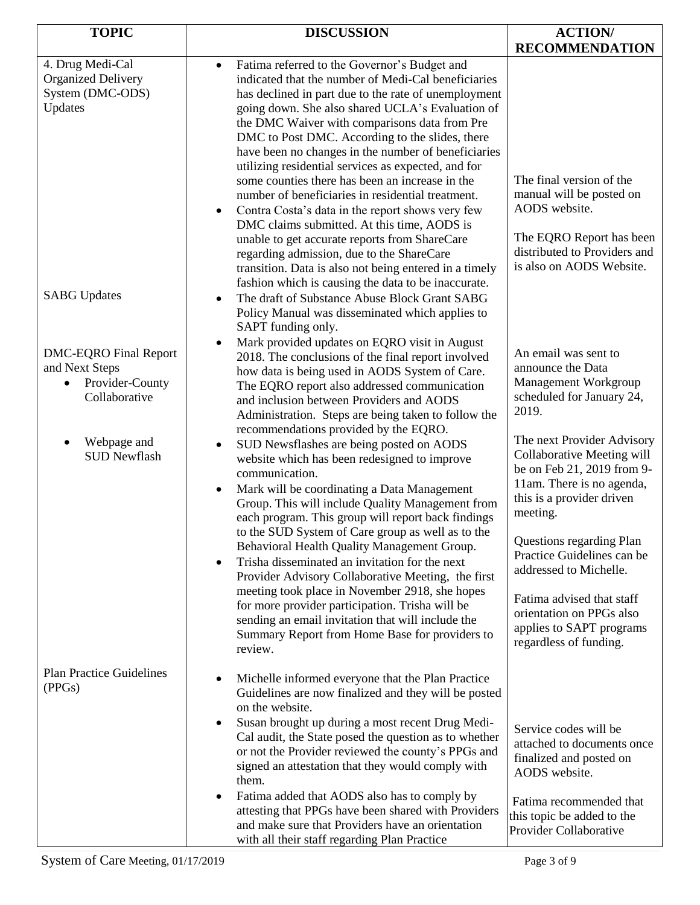| TOPIC | DISCUSSION | ACTION/ RECOMMENDATION |
|---|---|---|
| 4. Drug Medi-Cal Organized Delivery System (DMC-ODS) Updates | • Fatima referred to the Governor's Budget and indicated that the number of Medi-Cal beneficiaries has declined in part due to the rate of unemployment going down. She also shared UCLA's Evaluation of the DMC Waiver with comparisons data from Pre DMC to Post DMC. According to the slides, there have been no changes in the number of beneficiaries utilizing residential services as expected, and for some counties there has been an increase in the number of beneficiaries in residential treatment.<br>• Contra Costa's data in the report shows very few DMC claims submitted. At this time, AODS is unable to get accurate reports from ShareCare regarding admission, due to the ShareCare transition. Data is also not being entered in a timely fashion which is causing the data to be inaccurate. | The final version of the manual will be posted on AODS website.<br><br>The EQRO Report has been distributed to Providers and is also on AODS Website. |
| SABG Updates | • The draft of Substance Abuse Block Grant SABG Policy Manual was disseminated which applies to SAPT funding only. | |
| DMC-EQRO Final Report and Next Steps<br>• Provider-County Collaborative<br><br>• Webpage and SUD Newflash | • Mark provided updates on EQRO visit in August 2018. The conclusions of the final report involved how data is being used in AODS System of Care. The EQRO report also addressed communication and inclusion between Providers and AODS Administration. Steps are being taken to follow the recommendations provided by the EQRO.<br>• SUD Newsflashes are being posted on AODS website which has been redesigned to improve communication.<br>• Mark will be coordinating a Data Management Group. This will include Quality Management from each program. This group will report back findings to the SUD System of Care group as well as to the Behavioral Health Quality Management Group.<br>• Trisha disseminated an invitation for the next Provider Advisory Collaborative Meeting, the first meeting took place in November 2918, she hopes for more provider participation. Trisha will be sending an email invitation that will include the Summary Report from Home Base for providers to review. | An email was sent to announce the Data Management Workgroup scheduled for January 24, 2019.<br><br>The next Provider Advisory Collaborative Meeting will be on Feb 21, 2019 from 9-11am. There is no agenda, this is a provider driven meeting.<br><br>Questions regarding Plan Practice Guidelines can be addressed to Michelle.<br><br>Fatima advised that staff orientation on PPGs also applies to SAPT programs regardless of funding. |
| Plan Practice Guidelines (PPGs) | • Michelle informed everyone that the Plan Practice Guidelines are now finalized and they will be posted on the website.<br>• Susan brought up during a most recent Drug Medi-Cal audit, the State posed the question as to whether or not the Provider reviewed the county's PPGs and signed an attestation that they would comply with them.<br>• Fatima added that AODS also has to comply by attesting that PPGs have been shared with Providers and make sure that Providers have an orientation with all their staff regarding Plan Practice | Service codes will be attached to documents once finalized and posted on AODS website.<br><br>Fatima recommended that this topic be added to the Provider Collaborative |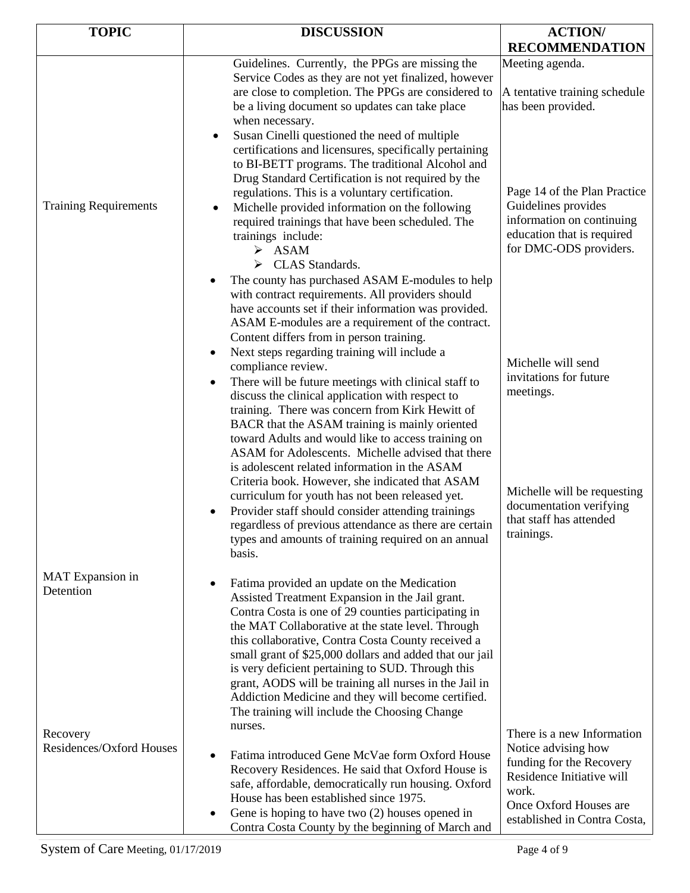| TOPIC | DISCUSSION | ACTION/ RECOMMENDATION |
|---|---|---|
| Training Requirements | Guidelines. Currently, the PPGs are missing the Service Codes as they are not yet finalized, however are close to completion. The PPGs are considered to be a living document so updates can take place when necessary.<br>• Susan Cinelli questioned the need of multiple certifications and licensures, specifically pertaining to BI-BETT programs. The traditional Alcohol and Drug Standard Certification is not required by the regulations. This is a voluntary certification.<br>• Michelle provided information on the following required trainings that have been scheduled. The trainings include:<br>➢ ASAM<br>➢ CLAS Standards.<br>• The county has purchased ASAM E-modules to help with contract requirements. All providers should have accounts set if their information was provided. ASAM E-modules are a requirement of the contract. Content differs from in person training.<br>• Next steps regarding training will include a compliance review.<br>• There will be future meetings with clinical staff to discuss the clinical application with respect to training. There was concern from Kirk Hewitt of BACR that the ASAM training is mainly oriented toward Adults and would like to access training on ASAM for Adolescents. Michelle advised that there is adolescent related information in the ASAM Criteria book. However, she indicated that ASAM curriculum for youth has not been released yet.<br>• Provider staff should consider attending trainings regardless of previous attendance as there are certain types and amounts of training required on an annual basis. | Meeting agenda.<br><br>A tentative training schedule has been provided.<br><br>Page 14 of the Plan Practice Guidelines provides information on continuing education that is required for DMC-ODS providers.<br><br>Michelle will send invitations for future meetings.<br><br>Michelle will be requesting documentation verifying that staff has attended trainings. |
| MAT Expansion in Detention | • Fatima provided an update on the Medication Assisted Treatment Expansion in the Jail grant. Contra Costa is one of 29 counties participating in the MAT Collaborative at the state level. Through this collaborative, Contra Costa County received a small grant of $25,000 dollars and added that our jail is very deficient pertaining to SUD. Through this grant, AODS will be training all nurses in the Jail in Addiction Medicine and they will become certified. The training will include the Choosing Change nurses. | |
| Recovery Residences/Oxford Houses | • Fatima introduced Gene McVae form Oxford House Recovery Residences. He said that Oxford House is safe, affordable, democratically run housing. Oxford House has been established since 1975.<br>• Gene is hoping to have two (2) houses opened in Contra Costa County by the beginning of March and | There is a new Information Notice advising how funding for the Recovery Residence Initiative will work.<br>Once Oxford Houses are established in Contra Costa, |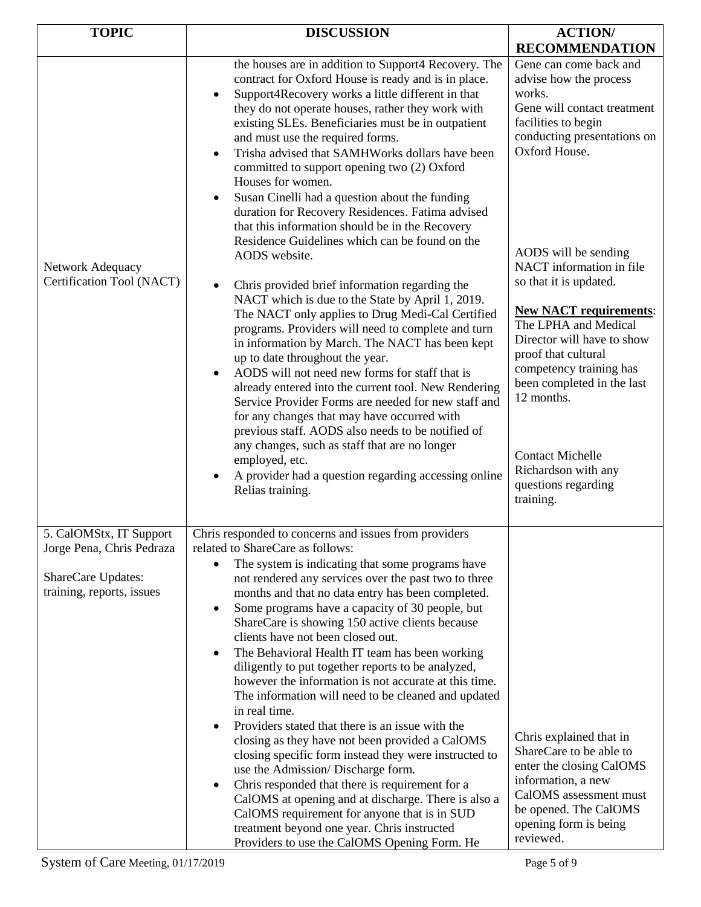| TOPIC | DISCUSSION | ACTION/ RECOMMENDATION |
|---|---|---|
| Network Adequacy Certification Tool (NACT) | the houses are in addition to Support4 Recovery. The contract for Oxford House is ready and is in place.<br>• Support4Recovery works a little different in that they do not operate houses, rather they work with existing SLEs. Beneficiaries must be in outpatient and must use the required forms.<br>• Trisha advised that SAMHWorks dollars have been committed to support opening two (2) Oxford Houses for women.<br>• Susan Cinelli had a question about the funding duration for Recovery Residences. Fatima advised that this information should be in the Recovery Residence Guidelines which can be found on the AODS website.<br>• Chris provided brief information regarding the NACT which is due to the State by April 1, 2019. The NACT only applies to Drug Medi-Cal Certified programs. Providers will need to complete and turn in information by March. The NACT has been kept up to date throughout the year.<br>• AODS will not need new forms for staff that is already entered into the current tool. New Rendering Service Provider Forms are needed for new staff and for any changes that may have occurred with previous staff. AODS also needs to be notified of any changes, such as staff that are no longer employed, etc.<br>• A provider had a question regarding accessing online Relias training. | Gene can come back and advise how the process works.<br>Gene will contact treatment facilities to begin conducting presentations on Oxford House.<br><br>AODS will be sending NACT information in file so that it is updated.<br><br>**New NACT requirements**: The LPHA and Medical Director will have to show proof that cultural competency training has been completed in the last 12 months.<br><br>Contact Michelle Richardson with any questions regarding training. |
| 5. CalOMStx, IT Support Jorge Pena, Chris Pedraza<br><br>ShareCare Updates: training, reports, issues | Chris responded to concerns and issues from providers related to ShareCare as follows:<br>• The system is indicating that some programs have not rendered any services over the past two to three months and that no data entry has been completed.<br>• Some programs have a capacity of 30 people, but ShareCare is showing 150 active clients because clients have not been closed out.<br>• The Behavioral Health IT team has been working diligently to put together reports to be analyzed, however the information is not accurate at this time. The information will need to be cleaned and updated in real time.<br>• Providers stated that there is an issue with the closing as they have not been provided a CalOMS closing specific form instead they were instructed to use the Admission/ Discharge form.<br>• Chris responded that there is requirement for a CalOMS at opening and at discharge. There is also a CalOMS requirement for anyone that is in SUD treatment beyond one year. Chris instructed Providers to use the CalOMS Opening Form. He | Chris explained that in ShareCare to be able to enter the closing CalOMS information, a new CalOMS assessment must be opened. The CalOMS opening form is being reviewed. |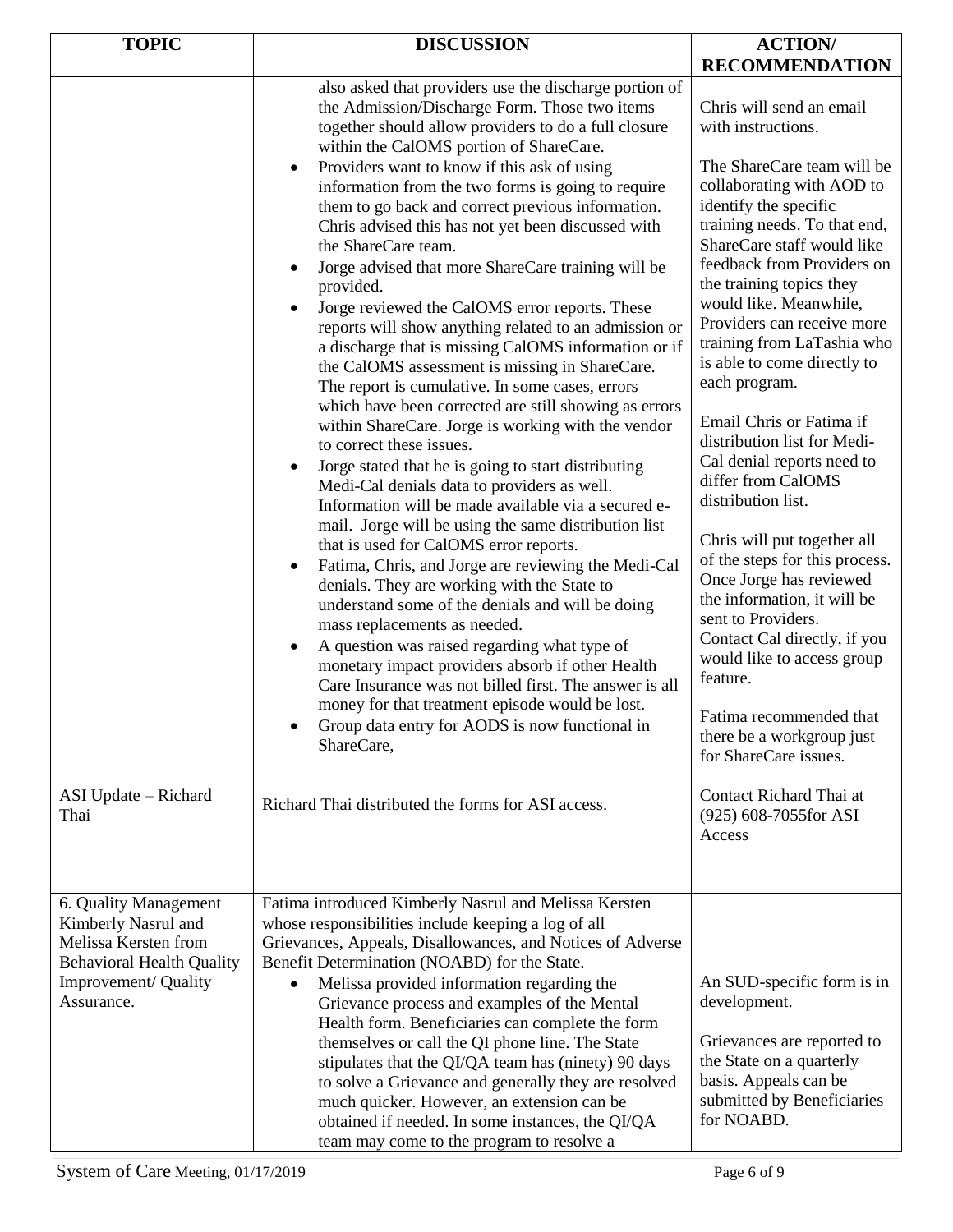| TOPIC | DISCUSSION | ACTION/ RECOMMENDATION |
|---|---|---|
| | also asked that providers use the discharge portion of the Admission/Discharge Form. Those two items together should allow providers to do a full closure within the CalOMS portion of ShareCare.<br>• Providers want to know if this ask of using information from the two forms is going to require them to go back and correct previous information. Chris advised this has not yet been discussed with the ShareCare team.<br>• Jorge advised that more ShareCare training will be provided.<br>• Jorge reviewed the CalOMS error reports. These reports will show anything related to an admission or a discharge that is missing CalOMS information or if the CalOMS assessment is missing in ShareCare. The report is cumulative. In some cases, errors which have been corrected are still showing as errors within ShareCare. Jorge is working with the vendor to correct these issues.<br>• Jorge stated that he is going to start distributing Medi-Cal denials data to providers as well. Information will be made available via a secured e-mail. Jorge will be using the same distribution list that is used for CalOMS error reports.<br>• Fatima, Chris, and Jorge are reviewing the Medi-Cal denials. They are working with the State to understand some of the denials and will be doing mass replacements as needed.<br>• A question was raised regarding what type of monetary impact providers absorb if other Health Care Insurance was not billed first. The answer is all money for that treatment episode would be lost.<br>• Group data entry for AODS is now functional in ShareCare, | Chris will send an email with instructions.<br><br>The ShareCare team will be collaborating with AOD to identify the specific training needs. To that end, ShareCare staff would like feedback from Providers on the training topics they would like. Meanwhile, Providers can receive more training from LaTashia who is able to come directly to each program.<br><br>Email Chris or Fatima if distribution list for Medi-Cal denial reports need to differ from CalOMS distribution list.<br><br>Chris will put together all of the steps for this process. Once Jorge has reviewed the information, it will be sent to Providers.<br>Contact Cal directly, if you would like to access group feature.<br><br>Fatima recommended that there be a workgroup just for ShareCare issues. |
| ASI Update – Richard Thai | Richard Thai distributed the forms for ASI access. | Contact Richard Thai at (925) 608-7055for ASI Access |
| 6. Quality Management Kimberly Nasrul and Melissa Kersten from Behavioral Health Quality Improvement/ Quality Assurance. | Fatima introduced Kimberly Nasrul and Melissa Kersten whose responsibilities include keeping a log of all Grievances, Appeals, Disallowances, and Notices of Adverse Benefit Determination (NOABD) for the State.<br>• Melissa provided information regarding the Grievance process and examples of the Mental Health form. Beneficiaries can complete the form themselves or call the QI phone line. The State stipulates that the QI/QA team has (ninety) 90 days to solve a Grievance and generally they are resolved much quicker. However, an extension can be obtained if needed. In some instances, the QI/QA team may come to the program to resolve a | An SUD-specific form is in development.<br><br>Grievances are reported to the State on a quarterly basis. Appeals can be submitted by Beneficiaries for NOABD. |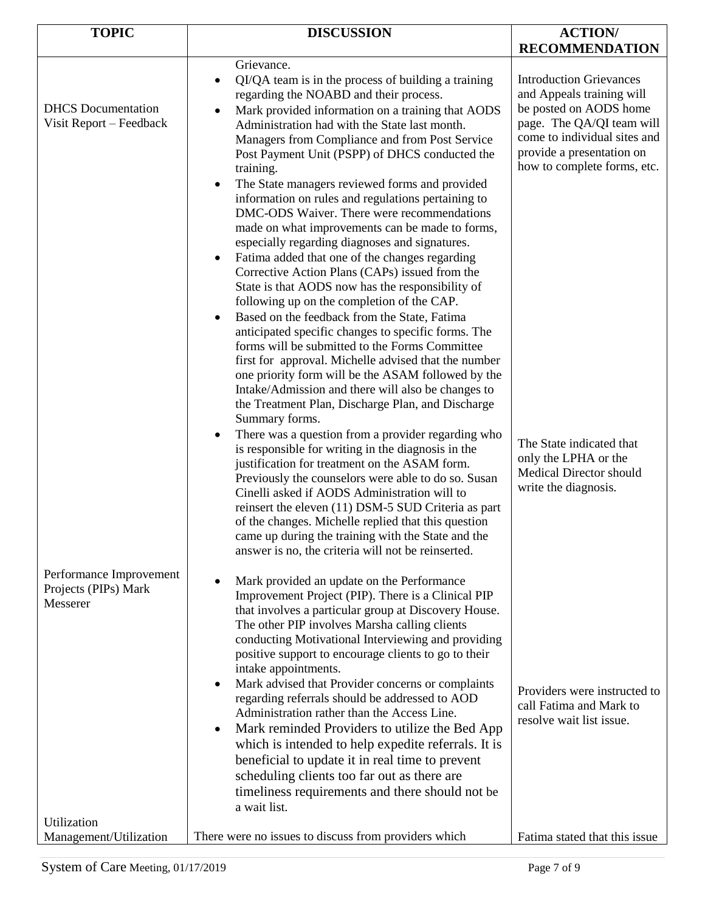| TOPIC | DISCUSSION | ACTION/ RECOMMENDATION |
|---|---|---|
| DHCS Documentation Visit Report – Feedback | Grievance.<br>• QI/QA team is in the process of building a training regarding the NOABD and their process.<br>• Mark provided information on a training that AODS Administration had with the State last month. Managers from Compliance and from Post Service Post Payment Unit (PSPP) of DHCS conducted the training.<br>• The State managers reviewed forms and provided information on rules and regulations pertaining to DMC-ODS Waiver. There were recommendations made on what improvements can be made to forms, especially regarding diagnoses and signatures.<br>• Fatima added that one of the changes regarding Corrective Action Plans (CAPs) issued from the State is that AODS now has the responsibility of following up on the completion of the CAP.<br>• Based on the feedback from the State, Fatima anticipated specific changes to specific forms. The forms will be submitted to the Forms Committee first for approval. Michelle advised that the number one priority form will be the ASAM followed by the Intake/Admission and there will also be changes to the Treatment Plan, Discharge Plan, and Discharge Summary forms.<br>• There was a question from a provider regarding who is responsible for writing in the diagnosis in the justification for treatment on the ASAM form. Previously the counselors were able to do so. Susan Cinelli asked if AODS Administration will to reinsert the eleven (11) DSM-5 SUD Criteria as part of the changes. Michelle replied that this question came up during the training with the State and the answer is no, the criteria will not be reinserted. | Introduction Grievances and Appeals training will be posted on AODS home page. The QA/QI team will come to individual sites and provide a presentation on how to complete forms, etc.<br><br>The State indicated that only the LPHA or the Medical Director should write the diagnosis. |
| Performance Improvement Projects (PIPs) Mark Messerer | • Mark provided an update on the Performance Improvement Project (PIP). There is a Clinical PIP that involves a particular group at Discovery House. The other PIP involves Marsha calling clients conducting Motivational Interviewing and providing positive support to encourage clients to go to their intake appointments.<br>• Mark advised that Provider concerns or complaints regarding referrals should be addressed to AOD Administration rather than the Access Line.<br>• Mark reminded Providers to utilize the Bed App which is intended to help expedite referrals. It is beneficial to update it in real time to prevent scheduling clients too far out as there are timeliness requirements and there should not be a wait list. | Providers were instructed to call Fatima and Mark to resolve wait list issue. |
| Utilization Management/Utilization | There were no issues to discuss from providers which | Fatima stated that this issue |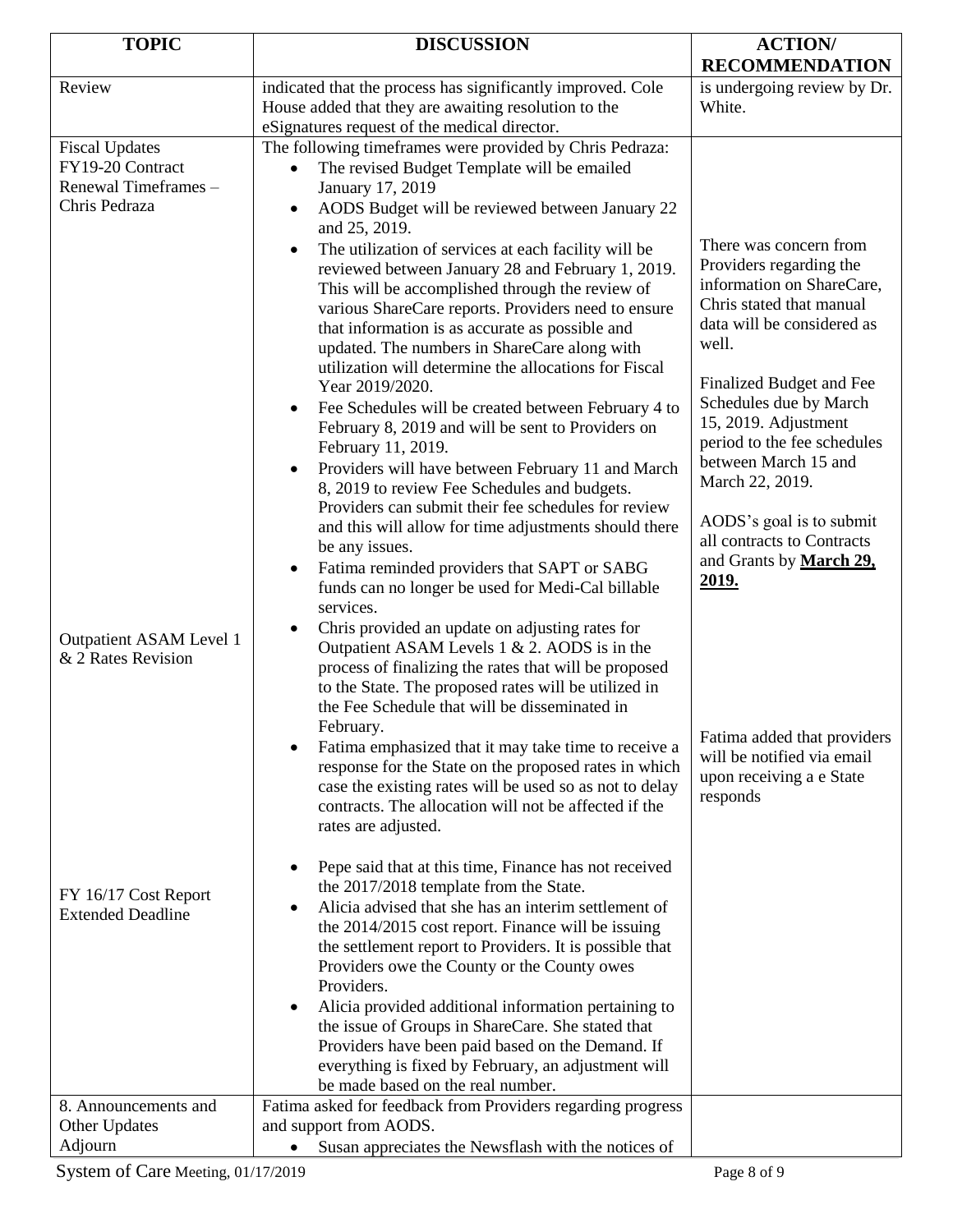| TOPIC | DISCUSSION | ACTION/ RECOMMENDATION |
|---|---|---|
| Review | indicated that the process has significantly improved. Cole House added that they are awaiting resolution to the eSignatures request of the medical director. | is undergoing review by Dr. White. |
| Fiscal Updates<br>FY19-20 Contract Renewal Timeframes – Chris Pedraza<br><br><br><br><br><br><br><br><br><br><br><br><br><br><br><br><br>Outpatient ASAM Level 1 & 2 Rates Revision<br><br><br><br><br><br><br><br><br>FY 16/17 Cost Report Extended Deadline | The following timeframes were provided by Chris Pedraza:<br>• The revised Budget Template will be emailed January 17, 2019<br>• AODS Budget will be reviewed between January 22 and 25, 2019.<br>• The utilization of services at each facility will be reviewed between January 28 and February 1, 2019. This will be accomplished through the review of various ShareCare reports. Providers need to ensure that information is as accurate as possible and updated. The numbers in ShareCare along with utilization will determine the allocations for Fiscal Year 2019/2020.<br>• Fee Schedules will be created between February 4 to February 8, 2019 and will be sent to Providers on February 11, 2019.<br>• Providers will have between February 11 and March 8, 2019 to review Fee Schedules and budgets. Providers can submit their fee schedules for review and this will allow for time adjustments should there be any issues.<br>• Fatima reminded providers that SAPT or SABG funds can no longer be used for Medi-Cal billable services.<br>• Chris provided an update on adjusting rates for Outpatient ASAM Levels 1 & 2. AODS is in the process of finalizing the rates that will be proposed to the State. The proposed rates will be utilized in the Fee Schedule that will be disseminated in February.<br>• Fatima emphasized that it may take time to receive a response for the State on the proposed rates in which case the existing rates will be used so as not to delay contracts. The allocation will not be affected if the rates are adjusted.<br><br>• Pepe said that at this time, Finance has not received the 2017/2018 template from the State.<br>• Alicia advised that she has an interim settlement of the 2014/2015 cost report. Finance will be issuing the settlement report to Providers. It is possible that Providers owe the County or the County owes Providers.<br>• Alicia provided additional information pertaining to the issue of Groups in ShareCare. She stated that Providers have been paid based on the Demand. If everything is fixed by February, an adjustment will be made based on the real number. | There was concern from Providers regarding the information on ShareCare, Chris stated that manual data will be considered as well.<br><br>Finalized Budget and Fee Schedules due by March 15, 2019. Adjustment period to the fee schedules between March 15 and March 22, 2019.<br><br>AODS's goal is to submit all contracts to Contracts and Grants by **March 29, 2019.**<br><br><br><br><br><br><br>Fatima added that providers will be notified via email upon receiving a e State responds |
| 8. Announcements and Other Updates<br>Adjourn | Fatima asked for feedback from Providers regarding progress and support from AODS.<br>• Susan appreciates the Newsflash with the notices of | |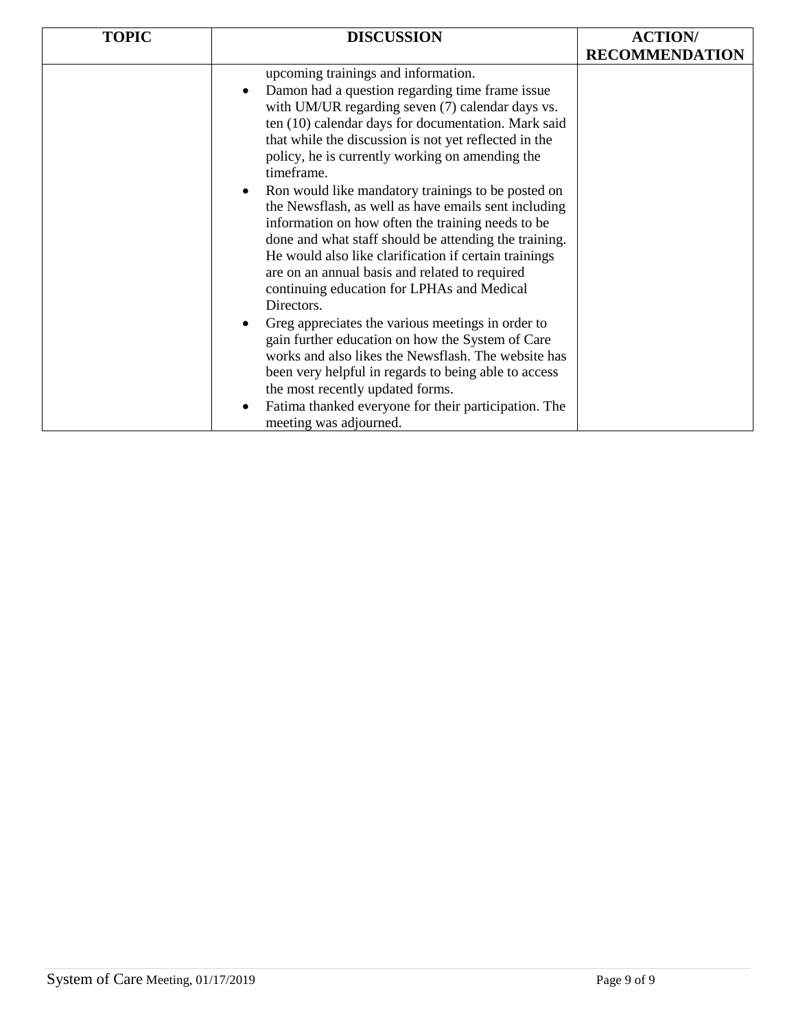| TOPIC | DISCUSSION | ACTION/ RECOMMENDATION |
|---|---|---|
| | upcoming trainings and information.<br>• Damon had a question regarding time frame issue with UM/UR regarding seven (7) calendar days vs. ten (10) calendar days for documentation. Mark said that while the discussion is not yet reflected in the policy, he is currently working on amending the timeframe.<br>• Ron would like mandatory trainings to be posted on the Newsflash, as well as have emails sent including information on how often the training needs to be done and what staff should be attending the training. He would also like clarification if certain trainings are on an annual basis and related to required continuing education for LPHAs and Medical Directors.<br>• Greg appreciates the various meetings in order to gain further education on how the System of Care works and also likes the Newsflash. The website has been very helpful in regards to being able to access the most recently updated forms.<br>• Fatima thanked everyone for their participation. The meeting was adjourned. | |